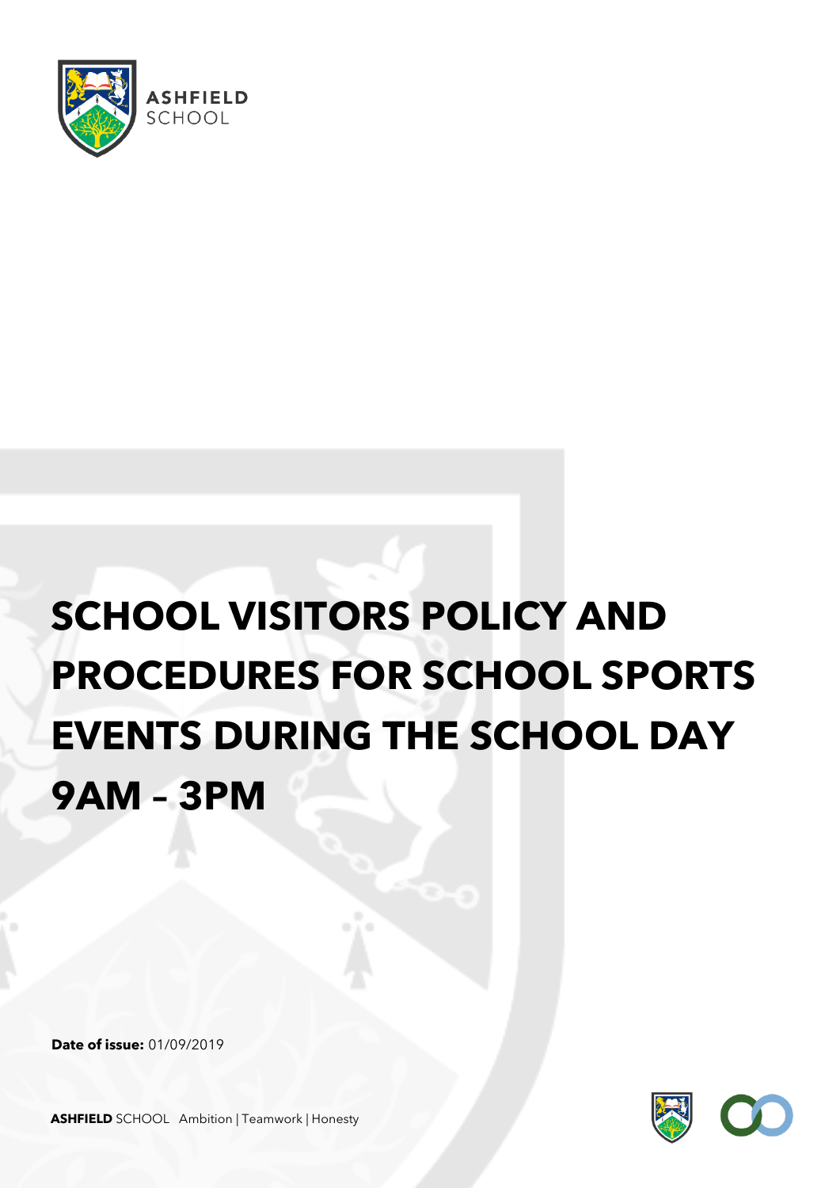# SCHOOL VISITORS POLICY AND PROCEDURES FOR SCHOOL SPORTS EVENTS DURING THE SCHOOL DAY 9AM – 3PM

**Date of issue:** 01/09/2019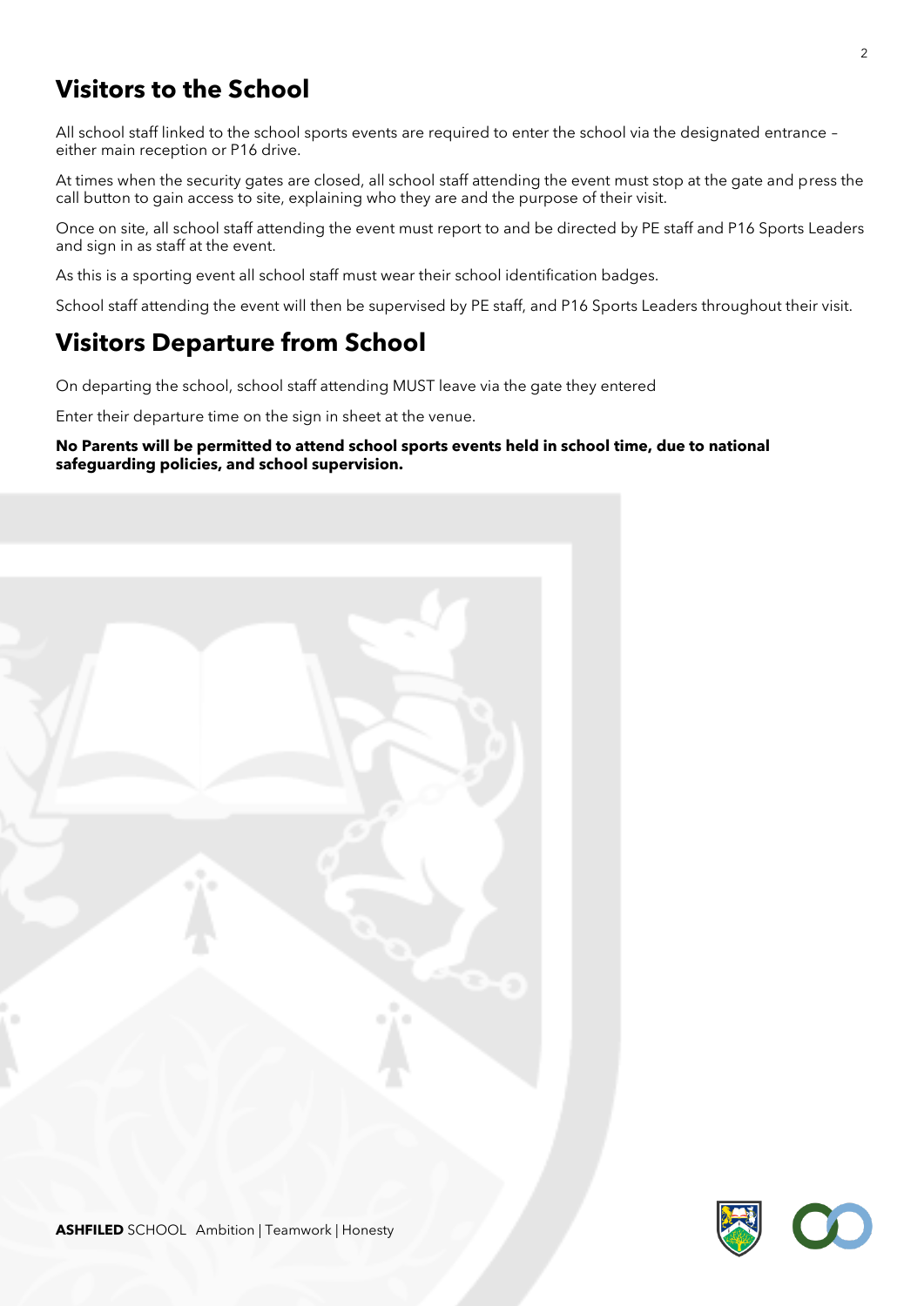## Visitors to the School

All school staff linked to the school sports events are required to enter the school via the designated entrance – either main reception or P16 drive.

At times when the security gates are closed, all school staff attending the event must stop at the gate and press the call button to gain access to site, explaining who they are and the purpose of their visit.

Once on site, all school staff attending the event must report to and be directed by PE staff and P16 Sports Leaders and sign in as staff at the event.

As this is a sporting event all school staff must wear their school identification badges.

School staff attending the event will then be supervised by PE staff, and P16 Sports Leaders throughout their visit.

## Visitors Departure from School

On departing the school, school staff attending MUST leave via the gate they entered

Enter their departure time on the sign in sheet at the venue.

**No Parents will be permitted to attend school sports events held in school time, due to national safeguarding policies, and school supervision.**